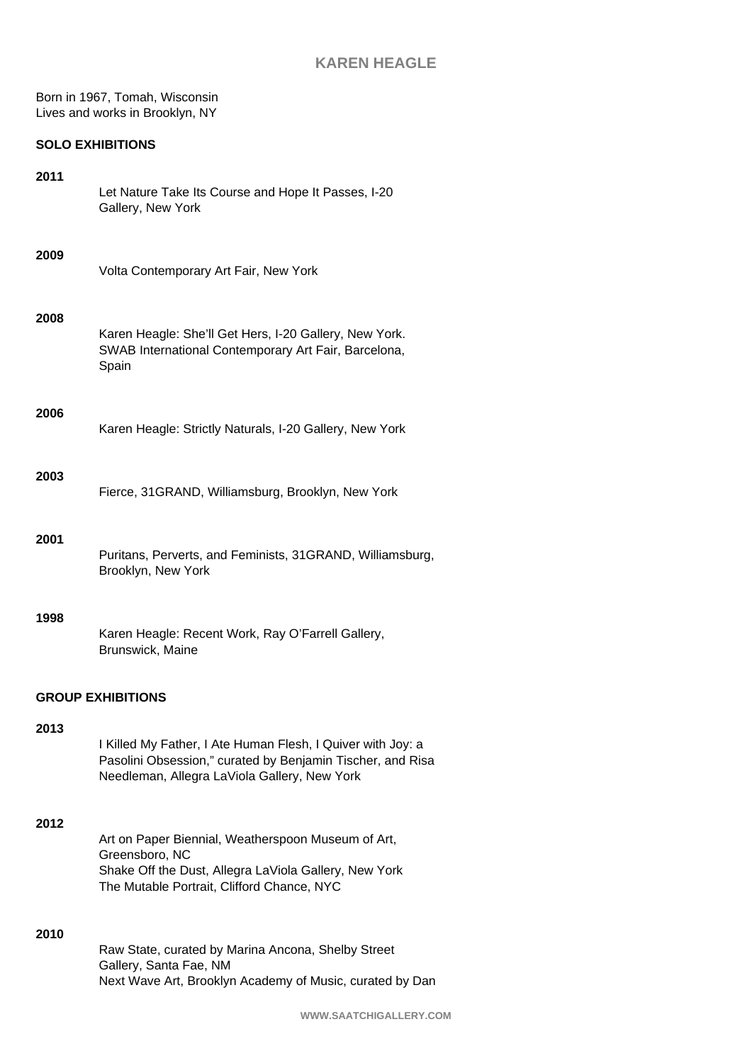# KAREN HEAGLE

Born in 1967, Tomah, Wisconsin
Lives and works in Brooklyn, NY

## SOLO EXHIBITIONS

**2011**

Let Nature Take Its Course and Hope It Passes, I-20 Gallery, New York

**2009**

Volta Contemporary Art Fair, New York

**2008**

Karen Heagle: She'll Get Hers, I-20 Gallery, New York.
SWAB International Contemporary Art Fair, Barcelona, Spain

**2006**

Karen Heagle: Strictly Naturals, I-20 Gallery, New York

**2003**

Fierce, 31GRAND, Williamsburg, Brooklyn, New York

**2001**

Puritans, Perverts, and Feminists, 31GRAND, Williamsburg, Brooklyn, New York

**1998**

Karen Heagle: Recent Work, Ray O'Farrell Gallery, Brunswick, Maine

## GROUP EXHIBITIONS

**2013**

I Killed My Father, I Ate Human Flesh, I Quiver with Joy: a Pasolini Obsession," curated by Benjamin Tischer, and Risa Needleman, Allegra LaViola Gallery, New York

**2012**

Art on Paper Biennial, Weatherspoon Museum of Art, Greensboro, NC
Shake Off the Dust, Allegra LaViola Gallery, New York
The Mutable Portrait, Clifford Chance, NYC

**2010**

Raw State, curated by Marina Ancona, Shelby Street Gallery, Santa Fae, NM
Next Wave Art, Brooklyn Academy of Music, curated by Dan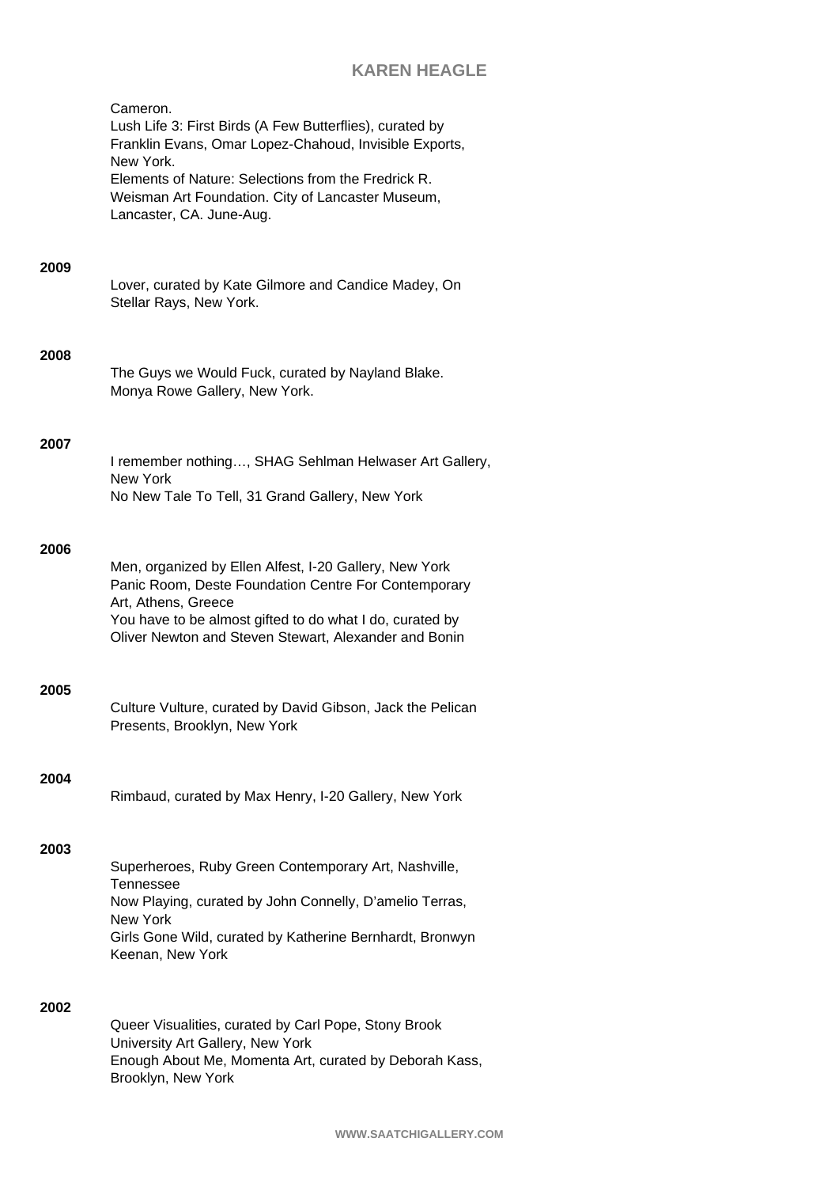Cameron.
Lush Life 3: First Birds (A Few Butterflies), curated by Franklin Evans, Omar Lopez-Chahoud, Invisible Exports, New York.
Elements of Nature: Selections from the Fredrick R. Weisman Art Foundation. City of Lancaster Museum, Lancaster, CA. June-Aug.

**2009**

Lover, curated by Kate Gilmore and Candice Madey, On Stellar Rays, New York.

**2008**

The Guys we Would Fuck, curated by Nayland Blake. Monya Rowe Gallery, New York.

**2007**

I remember nothing…, SHAG Sehlman Helwaser Art Gallery, New York
No New Tale To Tell, 31 Grand Gallery, New York

**2006**

Men, organized by Ellen Alfest, I-20 Gallery, New York
Panic Room, Deste Foundation Centre For Contemporary Art, Athens, Greece
You have to be almost gifted to do what I do, curated by Oliver Newton and Steven Stewart, Alexander and Bonin

**2005**

Culture Vulture, curated by David Gibson, Jack the Pelican Presents, Brooklyn, New York

**2004**

Rimbaud, curated by Max Henry, I-20 Gallery, New York

**2003**

Superheroes, Ruby Green Contemporary Art, Nashville, Tennessee
Now Playing, curated by John Connelly, D'amelio Terras, New York
Girls Gone Wild, curated by Katherine Bernhardt, Bronwyn Keenan, New York

**2002**

Queer Visualities, curated by Carl Pope, Stony Brook University Art Gallery, New York
Enough About Me, Momenta Art, curated by Deborah Kass, Brooklyn, New York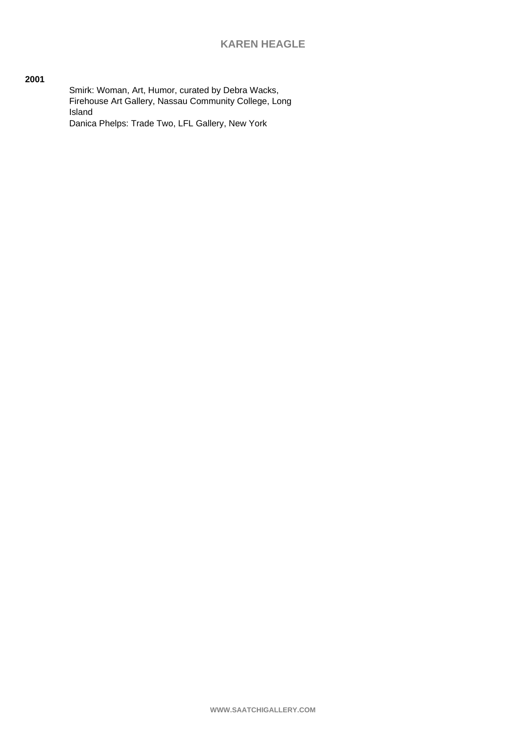**2001**

Smirk: Woman, Art, Humor, curated by Debra Wacks, Firehouse Art Gallery, Nassau Community College, Long Island

Danica Phelps: Trade Two, LFL Gallery, New York